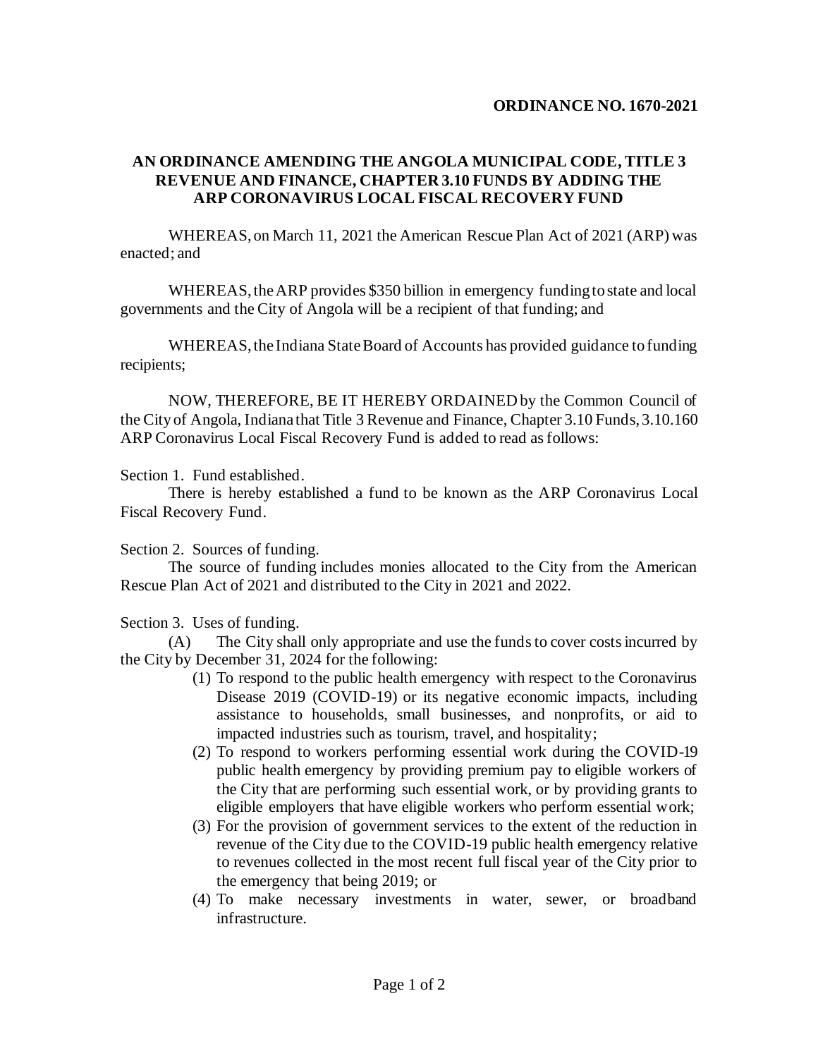**ORDINANCE NO. 1670-2021**

**AN ORDINANCE AMENDING THE ANGOLA MUNICIPAL CODE, TITLE 3 REVENUE AND FINANCE, CHAPTER 3.10 FUNDS BY ADDING THE ARP CORONAVIRUS LOCAL FISCAL RECOVERY FUND**

WHEREAS, on March 11, 2021 the American Rescue Plan Act of 2021 (ARP) was enacted; and

WHEREAS, the ARP provides $350 billion in emergency funding to state and local governments and the City of Angola will be a recipient of that funding; and

WHEREAS, the Indiana State Board of Accounts has provided guidance to funding recipients;

NOW, THEREFORE, BE IT HEREBY ORDAINED by the Common Council of the City of Angola, Indiana that Title 3 Revenue and Finance, Chapter 3.10 Funds, 3.10.160 ARP Coronavirus Local Fiscal Recovery Fund is added to read as follows:

Section 1. Fund established.

There is hereby established a fund to be known as the ARP Coronavirus Local Fiscal Recovery Fund.

Section 2. Sources of funding.

The source of funding includes monies allocated to the City from the American Rescue Plan Act of 2021 and distributed to the City in 2021 and 2022.

Section 3. Uses of funding.

(A) The City shall only appropriate and use the funds to cover costs incurred by the City by December 31, 2024 for the following:

(1) To respond to the public health emergency with respect to the Coronavirus Disease 2019 (COVID-19) or its negative economic impacts, including assistance to households, small businesses, and nonprofits, or aid to impacted industries such as tourism, travel, and hospitality;

(2) To respond to workers performing essential work during the COVID-19 public health emergency by providing premium pay to eligible workers of the City that are performing such essential work, or by providing grants to eligible employers that have eligible workers who perform essential work;

(3) For the provision of government services to the extent of the reduction in revenue of the City due to the COVID-19 public health emergency relative to revenues collected in the most recent full fiscal year of the City prior to the emergency that being 2019; or

(4) To make necessary investments in water, sewer, or broadband infrastructure.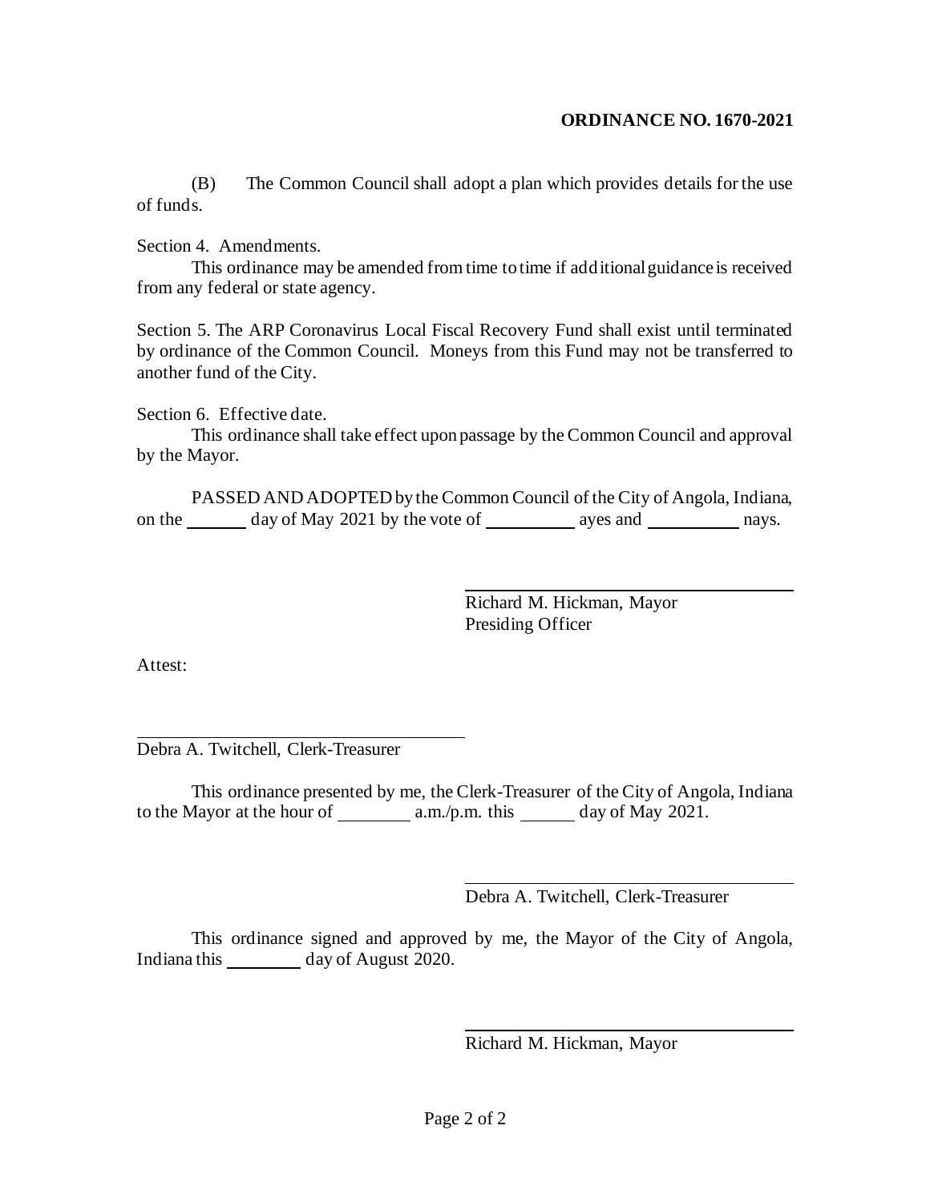**ORDINANCE NO. 1670-2021**

(B) The Common Council shall adopt a plan which provides details for the use of funds.

Section 4. Amendments.

This ordinance may be amended from time to time if additional guidance is received from any federal or state agency.

Section 5. The ARP Coronavirus Local Fiscal Recovery Fund shall exist until terminated by ordinance of the Common Council. Moneys from this Fund may not be transferred to another fund of the City.

Section 6. Effective date.

This ordinance shall take effect upon passage by the Common Council and approval by the Mayor.

PASSED AND ADOPTED by the Common Council of the City of Angola, Indiana, on the _______ day of May 2021 by the vote of __________ ayes and __________ nays.

_________________________________
Richard M. Hickman, Mayor
Presiding Officer

Attest:

_________________________________
Debra A. Twitchell, Clerk-Treasurer

This ordinance presented by me, the Clerk-Treasurer of the City of Angola, Indiana to the Mayor at the hour of ________ a.m./p.m. this ______ day of May 2021.

_________________________________
Debra A. Twitchell, Clerk-Treasurer

This ordinance signed and approved by me, the Mayor of the City of Angola, Indiana this ________ day of August 2020.

_________________________________
Richard M. Hickman, Mayor